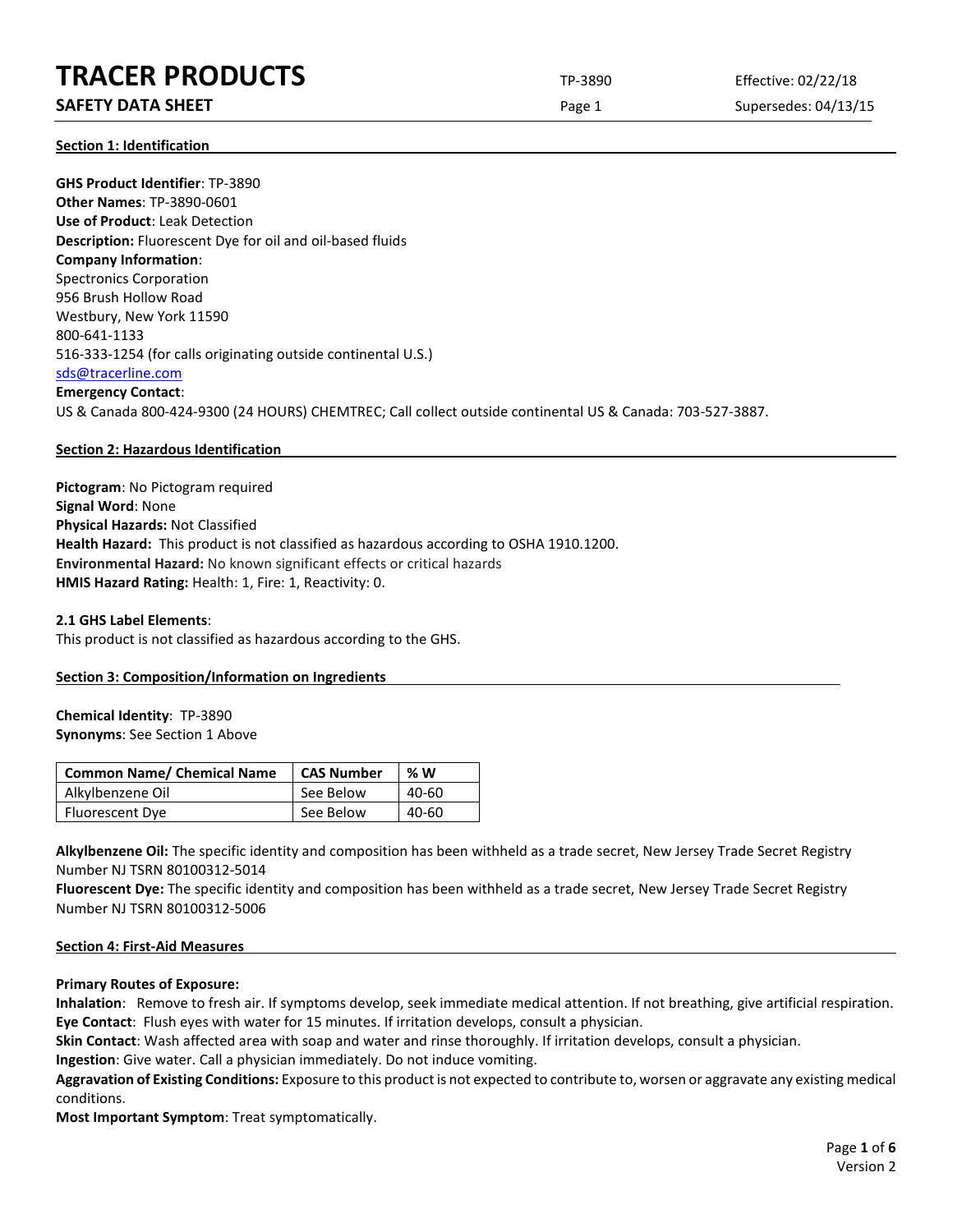# TRACER PRODUCTS

**SAFETY DATA SHEET**

TP-3890

Effective: 02/22/18

Supersedes: 04/13/15

## Section 1: Identification

**GHS Product Identifier**: TP-3890
**Other Names**: TP-3890-0601
**Use of Product**: Leak Detection
**Description:** Fluorescent Dye for oil and oil-based fluids
**Company Information**:
Spectronics Corporation
956 Brush Hollow Road
Westbury, New York 11590
800-641-1133
516-333-1254 (for calls originating outside continental U.S.)
sds@tracerline.com
**Emergency Contact**:
US & Canada 800-424-9300 (24 HOURS) CHEMTREC; Call collect outside continental US & Canada: 703-527-3887.

## Section 2: Hazardous Identification

**Pictogram**: No Pictogram required
**Signal Word**: None
**Physical Hazards:** Not Classified
**Health Hazard:** This product is not classified as hazardous according to OSHA 1910.1200.
**Environmental Hazard:** No known significant effects or critical hazards
**HMIS Hazard Rating:** Health: 1, Fire: 1, Reactivity: 0.

**2.1 GHS Label Elements**:
This product is not classified as hazardous according to the GHS.

## Section 3: Composition/Information on Ingredients

**Chemical Identity**: TP-3890
**Synonyms**: See Section 1 Above

| Common Name/ Chemical Name | CAS Number | % W |
|---|---|---|
| Alkylbenzene Oil | See Below | 40-60 |
| Fluorescent Dye | See Below | 40-60 |

**Alkylbenzene Oil:** The specific identity and composition has been withheld as a trade secret, New Jersey Trade Secret Registry Number NJ TSRN 80100312-5014
**Fluorescent Dye:** The specific identity and composition has been withheld as a trade secret, New Jersey Trade Secret Registry Number NJ TSRN 80100312-5006

## Section 4: First-Aid Measures

**Primary Routes of Exposure:**
**Inhalation**: Remove to fresh air. If symptoms develop, seek immediate medical attention. If not breathing, give artificial respiration.
**Eye Contact**: Flush eyes with water for 15 minutes. If irritation develops, consult a physician.
**Skin Contact**: Wash affected area with soap and water and rinse thoroughly. If irritation develops, consult a physician.
**Ingestion**: Give water. Call a physician immediately. Do not induce vomiting.
**Aggravation of Existing Conditions:** Exposure to this product is not expected to contribute to, worsen or aggravate any existing medical conditions.
**Most Important Symptom**: Treat symptomatically.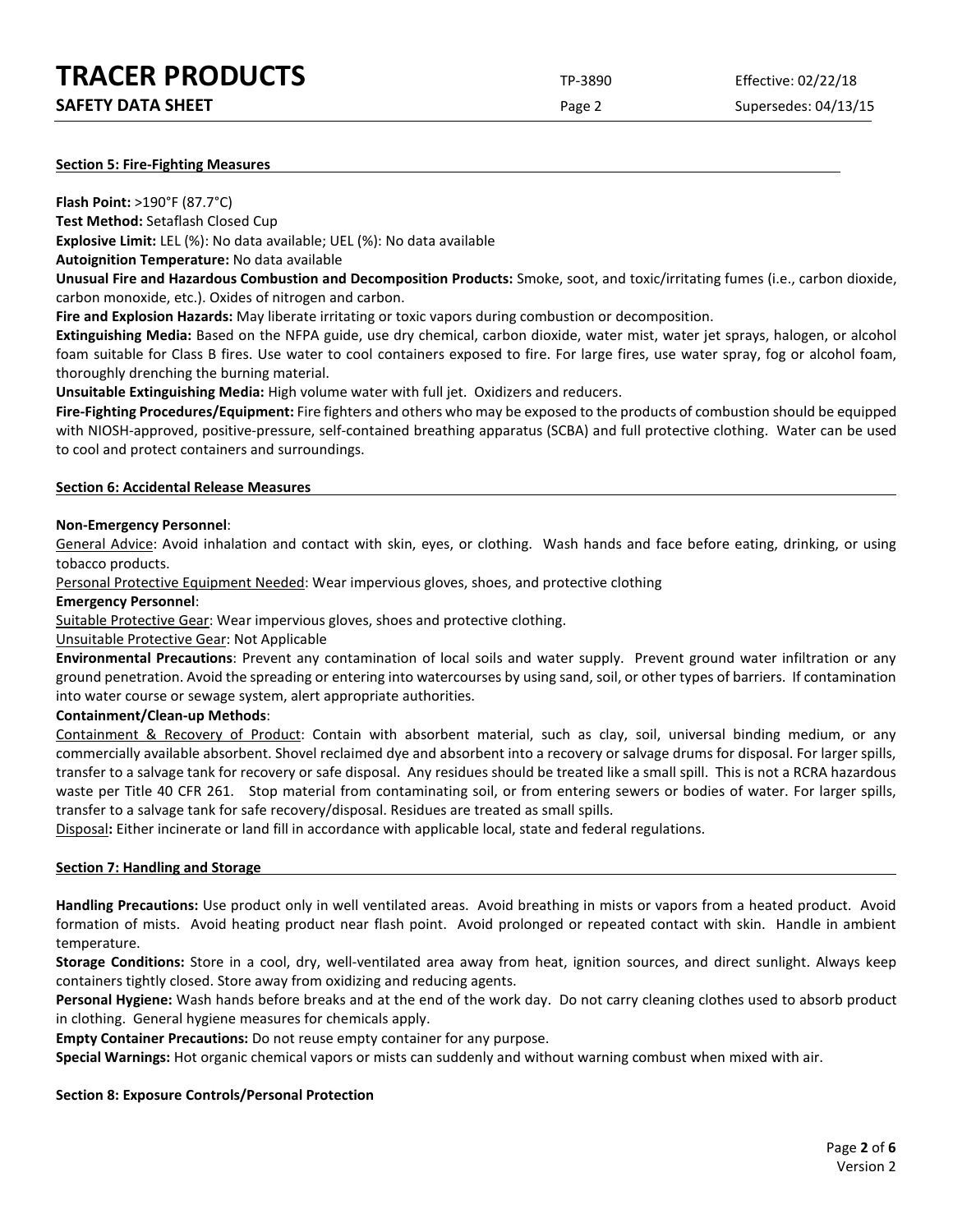## Section 5: Fire-Fighting Measures

**Flash Point:** >190°F (87.7°C)

**Test Method:** Setaflash Closed Cup

**Explosive Limit:** LEL (%): No data available; UEL (%): No data available

**Autoignition Temperature:** No data available

**Unusual Fire and Hazardous Combustion and Decomposition Products:** Smoke, soot, and toxic/irritating fumes (i.e., carbon dioxide, carbon monoxide, etc.). Oxides of nitrogen and carbon.

**Fire and Explosion Hazards:** May liberate irritating or toxic vapors during combustion or decomposition.

**Extinguishing Media:** Based on the NFPA guide, use dry chemical, carbon dioxide, water mist, water jet sprays, halogen, or alcohol foam suitable for Class B fires. Use water to cool containers exposed to fire. For large fires, use water spray, fog or alcohol foam, thoroughly drenching the burning material.

**Unsuitable Extinguishing Media:** High volume water with full jet. Oxidizers and reducers.

**Fire-Fighting Procedures/Equipment:** Fire fighters and others who may be exposed to the products of combustion should be equipped with NIOSH-approved, positive-pressure, self-contained breathing apparatus (SCBA) and full protective clothing. Water can be used to cool and protect containers and surroundings.

## Section 6: Accidental Release Measures

**Non-Emergency Personnel**:

General Advice: Avoid inhalation and contact with skin, eyes, or clothing. Wash hands and face before eating, drinking, or using tobacco products.

Personal Protective Equipment Needed: Wear impervious gloves, shoes, and protective clothing

**Emergency Personnel**:

Suitable Protective Gear: Wear impervious gloves, shoes and protective clothing.

Unsuitable Protective Gear: Not Applicable

**Environmental Precautions**: Prevent any contamination of local soils and water supply. Prevent ground water infiltration or any ground penetration. Avoid the spreading or entering into watercourses by using sand, soil, or other types of barriers. If contamination into water course or sewage system, alert appropriate authorities.

**Containment/Clean-up Methods**:

Containment & Recovery of Product: Contain with absorbent material, such as clay, soil, universal binding medium, or any commercially available absorbent. Shovel reclaimed dye and absorbent into a recovery or salvage drums for disposal. For larger spills, transfer to a salvage tank for recovery or safe disposal. Any residues should be treated like a small spill. This is not a RCRA hazardous waste per Title 40 CFR 261. Stop material from contaminating soil, or from entering sewers or bodies of water. For larger spills, transfer to a salvage tank for safe recovery/disposal. Residues are treated as small spills.

Disposal**:** Either incinerate or land fill in accordance with applicable local, state and federal regulations.

## Section 7: Handling and Storage

**Handling Precautions:** Use product only in well ventilated areas. Avoid breathing in mists or vapors from a heated product. Avoid formation of mists. Avoid heating product near flash point. Avoid prolonged or repeated contact with skin. Handle in ambient temperature.

**Storage Conditions:** Store in a cool, dry, well-ventilated area away from heat, ignition sources, and direct sunlight. Always keep containers tightly closed. Store away from oxidizing and reducing agents.

**Personal Hygiene:** Wash hands before breaks and at the end of the work day. Do not carry cleaning clothes used to absorb product in clothing. General hygiene measures for chemicals apply.

**Empty Container Precautions:** Do not reuse empty container for any purpose.

**Special Warnings:** Hot organic chemical vapors or mists can suddenly and without warning combust when mixed with air.

## Section 8: Exposure Controls/Personal Protection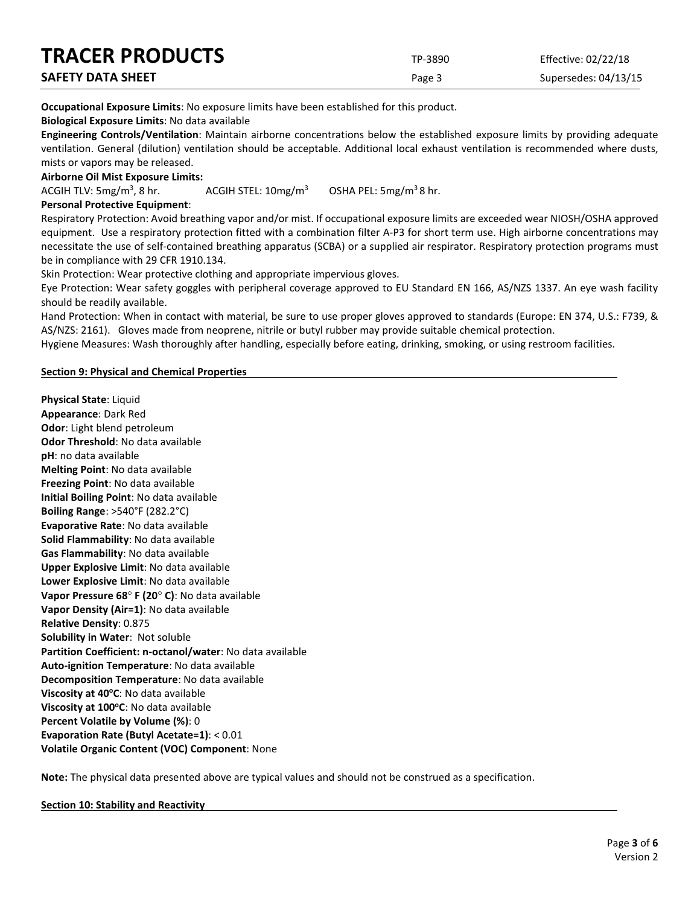**Occupational Exposure Limits**: No exposure limits have been established for this product.

**Biological Exposure Limits**: No data available

**Engineering Controls/Ventilation**: Maintain airborne concentrations below the established exposure limits by providing adequate ventilation. General (dilution) ventilation should be acceptable. Additional local exhaust ventilation is recommended where dusts, mists or vapors may be released.

**Airborne Oil Mist Exposure Limits:**

ACGIH TLV: $5mg/m^3$, 8 hr.    ACGIH STEL: $10mg/m^3$    OSHA PEL: $5mg/m^3$ 8 hr.

**Personal Protective Equipment**:

Respiratory Protection: Avoid breathing vapor and/or mist. If occupational exposure limits are exceeded wear NIOSH/OSHA approved equipment. Use a respiratory protection fitted with a combination filter A-P3 for short term use. High airborne concentrations may necessitate the use of self-contained breathing apparatus (SCBA) or a supplied air respirator. Respiratory protection programs must be in compliance with 29 CFR 1910.134.

Skin Protection: Wear protective clothing and appropriate impervious gloves.

Eye Protection: Wear safety goggles with peripheral coverage approved to EU Standard EN 166, AS/NZS 1337. An eye wash facility should be readily available.

Hand Protection: When in contact with material, be sure to use proper gloves approved to standards (Europe: EN 374, U.S.: F739, & AS/NZS: 2161). Gloves made from neoprene, nitrile or butyl rubber may provide suitable chemical protection.

Hygiene Measures: Wash thoroughly after handling, especially before eating, drinking, smoking, or using restroom facilities.

## Section 9: Physical and Chemical Properties

**Physical State**: Liquid
**Appearance**: Dark Red
**Odor**: Light blend petroleum
**Odor Threshold**: No data available
**pH**: no data available
**Melting Point**: No data available
**Freezing Point**: No data available
**Initial Boiling Point**: No data available
**Boiling Range**: >540°F (282.2°C)
**Evaporative Rate**: No data available
**Solid Flammability**: No data available
**Gas Flammability**: No data available
**Upper Explosive Limit**: No data available
**Lower Explosive Limit**: No data available
**Vapor Pressure 68° F (20° C)**: No data available
**Vapor Density (Air=1)**: No data available
**Relative Density**: 0.875
**Solubility in Water**: Not soluble
**Partition Coefficient: n-octanol/water**: No data available
**Auto-ignition Temperature**: No data available
**Decomposition Temperature**: No data available
**Viscosity at 40°C**: No data available
**Viscosity at 100°C**: No data available
**Percent Volatile by Volume (%)**: 0
**Evaporation Rate (Butyl Acetate=1)**: < 0.01
**Volatile Organic Content (VOC) Component**: None

**Note:** The physical data presented above are typical values and should not be construed as a specification.

## Section 10: Stability and Reactivity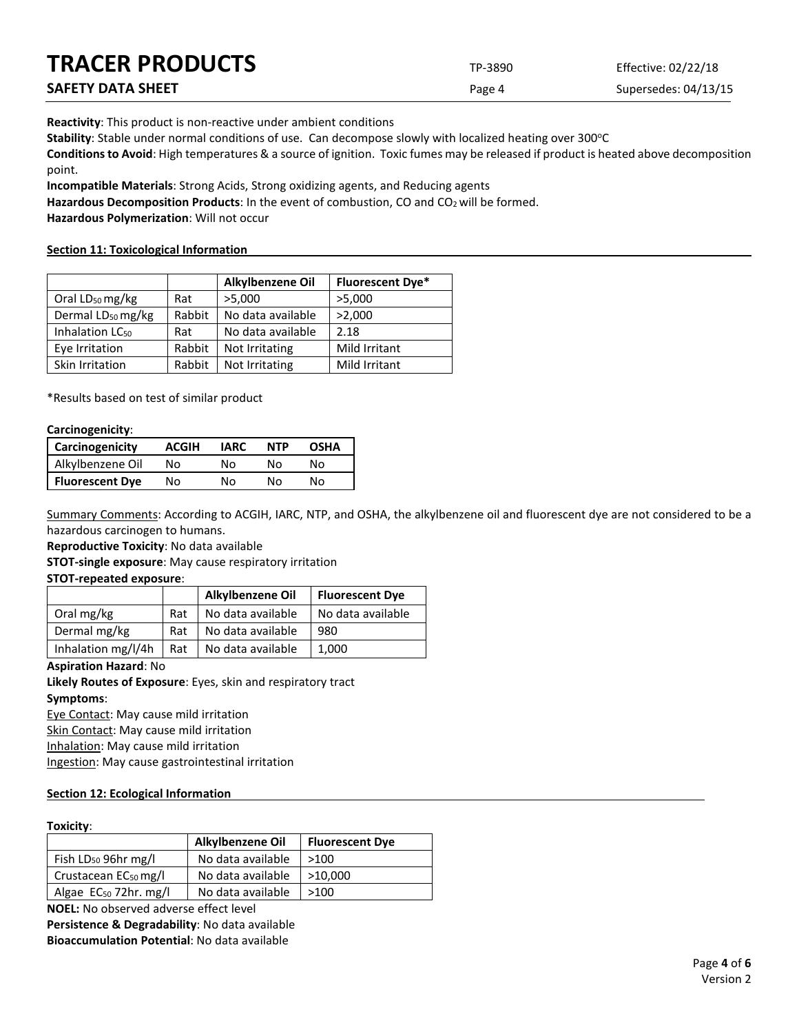**Reactivity**: This product is non-reactive under ambient conditions

**Stability**: Stable under normal conditions of use. Can decompose slowly with localized heating over 300°C

**Conditions to Avoid**: High temperatures & a source of ignition. Toxic fumes may be released if product is heated above decomposition point.

**Incompatible Materials**: Strong Acids, Strong oxidizing agents, and Reducing agents

**Hazardous Decomposition Products**: In the event of combustion, CO and $CO_2$ will be formed.

**Hazardous Polymerization**: Will not occur

## Section 11: Toxicological Information

| | | Alkylbenzene Oil | Fluorescent Dye* |
|---|---|---|---|
| Oral $LD_{50}$ mg/kg | Rat | >5,000 | >5,000 |
| Dermal $LD_{50}$ mg/kg | Rabbit | No data available | >2,000 |
| Inhalation $LC_{50}$ | Rat | No data available | 2.18 |
| Eye Irritation | Rabbit | Not Irritating | Mild Irritant |
| Skin Irritation | Rabbit | Not Irritating | Mild Irritant |

*Results based on test of similar product

**Carcinogenicity**:

| Carcinogenicity | ACGIH | IARC | NTP | OSHA |
|---|---|---|---|---|
| Alkylbenzene Oil | No | No | No | No |
| **Fluorescent Dye** | No | No | No | No |

Summary Comments: According to ACGIH, IARC, NTP, and OSHA, the alkylbenzene oil and fluorescent dye are not considered to be a hazardous carcinogen to humans.

**Reproductive Toxicity**: No data available

**STOT-single exposure**: May cause respiratory irritation

**STOT-repeated exposure**:

| | | Alkylbenzene Oil | Fluorescent Dye |
|---|---|---|---|
| Oral mg/kg | Rat | No data available | No data available |
| Dermal mg/kg | Rat | No data available | 980 |
| Inhalation mg/l/4h | Rat | No data available | 1,000 |

**Aspiration Hazard**: No

**Likely Routes of Exposure**: Eyes, skin and respiratory tract

**Symptoms**:

Eye Contact: May cause mild irritation

Skin Contact: May cause mild irritation

Inhalation: May cause mild irritation

Ingestion: May cause gastrointestinal irritation

## Section 12: Ecological Information

**Toxicity**:

| | Alkylbenzene Oil | Fluorescent Dye |
|---|---|---|
| Fish $LD_{50}$ 96hr mg/l | No data available | >100 |
| Crustacean $EC_{50}$ mg/l | No data available | >10,000 |
| Algae $EC_{50}$ 72hr. mg/l | No data available | >100 |

**NOEL:** No observed adverse effect level

**Persistence & Degradability**: No data available

**Bioaccumulation Potential**: No data available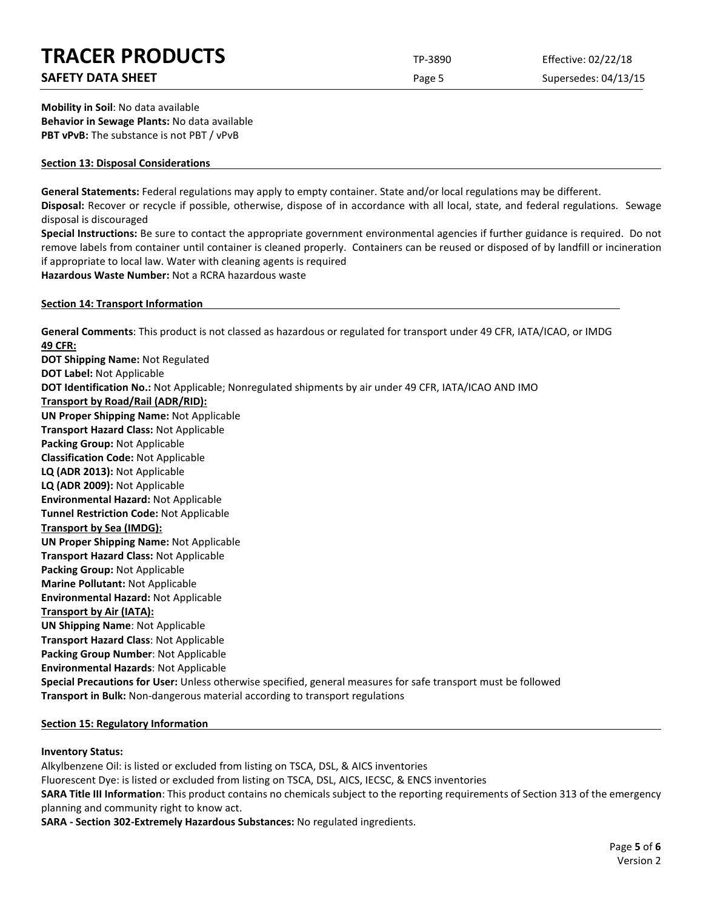**Mobility in Soil**: No data available
**Behavior in Sewage Plants:** No data available
**PBT vPvB:** The substance is not PBT / vPvB

## Section 13: Disposal Considerations

**General Statements:** Federal regulations may apply to empty container. State and/or local regulations may be different.
**Disposal:** Recover or recycle if possible, otherwise, dispose of in accordance with all local, state, and federal regulations. Sewage disposal is discouraged
**Special Instructions:** Be sure to contact the appropriate government environmental agencies if further guidance is required. Do not remove labels from container until container is cleaned properly. Containers can be reused or disposed of by landfill or incineration if appropriate to local law. Water with cleaning agents is required
**Hazardous Waste Number:** Not a RCRA hazardous waste

## Section 14: Transport Information

**General Comments**: This product is not classed as hazardous or regulated for transport under 49 CFR, IATA/ICAO, or IMDG

**49 CFR:**
**DOT Shipping Name:** Not Regulated
**DOT Label:** Not Applicable
**DOT Identification No.:** Not Applicable; Nonregulated shipments by air under 49 CFR, IATA/ICAO AND IMO

**Transport by Road/Rail (ADR/RID):**
**UN Proper Shipping Name:** Not Applicable
**Transport Hazard Class:** Not Applicable
**Packing Group:** Not Applicable
**Classification Code:** Not Applicable
**LQ (ADR 2013):** Not Applicable
**LQ (ADR 2009):** Not Applicable
**Environmental Hazard:** Not Applicable
**Tunnel Restriction Code:** Not Applicable

**Transport by Sea (IMDG):**
**UN Proper Shipping Name:** Not Applicable
**Transport Hazard Class:** Not Applicable
**Packing Group:** Not Applicable
**Marine Pollutant:** Not Applicable
**Environmental Hazard:** Not Applicable

**Transport by Air (IATA):**
**UN Shipping Name**: Not Applicable
**Transport Hazard Class**: Not Applicable
**Packing Group Number**: Not Applicable
**Environmental Hazards**: Not Applicable
**Special Precautions for User:** Unless otherwise specified, general measures for safe transport must be followed
**Transport in Bulk:** Non-dangerous material according to transport regulations

## Section 15: Regulatory Information

**Inventory Status:**
Alkylbenzene Oil: is listed or excluded from listing on TSCA, DSL, & AICS inventories
Fluorescent Dye: is listed or excluded from listing on TSCA, DSL, AICS, IECSC, & ENCS inventories
**SARA Title III Information**: This product contains no chemicals subject to the reporting requirements of Section 313 of the emergency planning and community right to know act.
**SARA - Section 302-Extremely Hazardous Substances:** No regulated ingredients.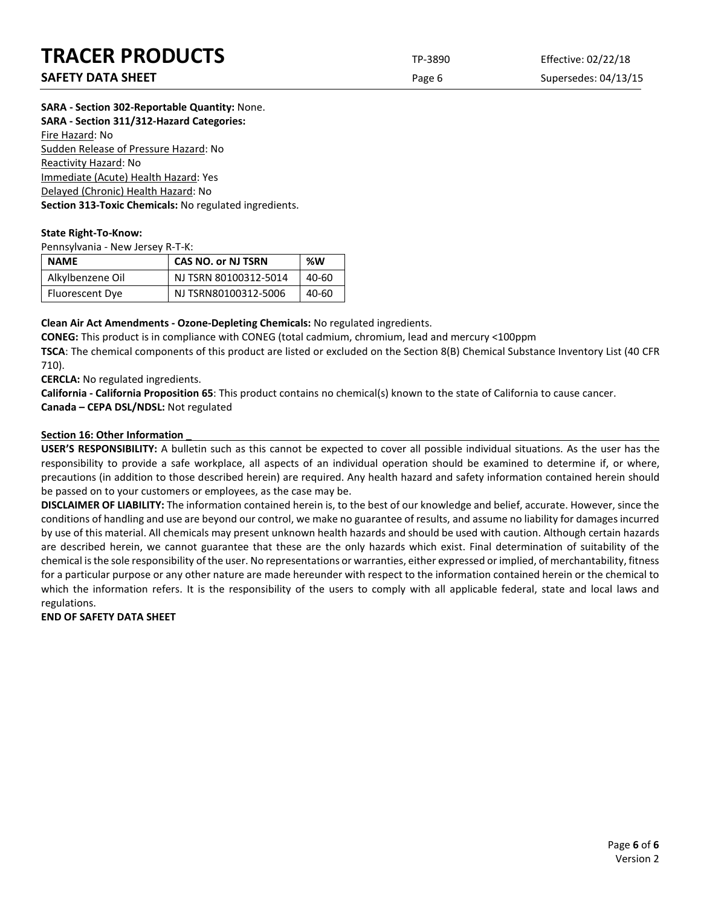**SARA - Section 302-Reportable Quantity:** None.

**SARA - Section 311/312-Hazard Categories:**

Fire Hazard: No

Sudden Release of Pressure Hazard: No

Reactivity Hazard: No

Immediate (Acute) Health Hazard: Yes

Delayed (Chronic) Health Hazard: No

**Section 313-Toxic Chemicals:** No regulated ingredients.

**State Right-To-Know:**

Pennsylvania - New Jersey R-T-K:

| NAME | CAS NO. or NJ TSRN | %W |
|---|---|---|
| Alkylbenzene Oil | NJ TSRN 80100312-5014 | 40-60 |
| Fluorescent Dye | NJ TSRN80100312-5006 | 40-60 |

**Clean Air Act Amendments - Ozone-Depleting Chemicals:** No regulated ingredients.

**CONEG:** This product is in compliance with CONEG (total cadmium, chromium, lead and mercury <100ppm

**TSCA**: The chemical components of this product are listed or excluded on the Section 8(B) Chemical Substance Inventory List (40 CFR 710).

**CERCLA:** No regulated ingredients.

**California - California Proposition 65**: This product contains no chemical(s) known to the state of California to cause cancer.

**Canada – CEPA DSL/NDSL:** Not regulated

## Section 16: Other Information _

**USER'S RESPONSIBILITY:** A bulletin such as this cannot be expected to cover all possible individual situations. As the user has the responsibility to provide a safe workplace, all aspects of an individual operation should be examined to determine if, or where, precautions (in addition to those described herein) are required. Any health hazard and safety information contained herein should be passed on to your customers or employees, as the case may be.

**DISCLAIMER OF LIABILITY:** The information contained herein is, to the best of our knowledge and belief, accurate. However, since the conditions of handling and use are beyond our control, we make no guarantee of results, and assume no liability for damages incurred by use of this material. All chemicals may present unknown health hazards and should be used with caution. Although certain hazards are described herein, we cannot guarantee that these are the only hazards which exist. Final determination of suitability of the chemical is the sole responsibility of the user. No representations or warranties, either expressed or implied, of merchantability, fitness for a particular purpose or any other nature are made hereunder with respect to the information contained herein or the chemical to which the information refers. It is the responsibility of the users to comply with all applicable federal, state and local laws and regulations.

**END OF SAFETY DATA SHEET**